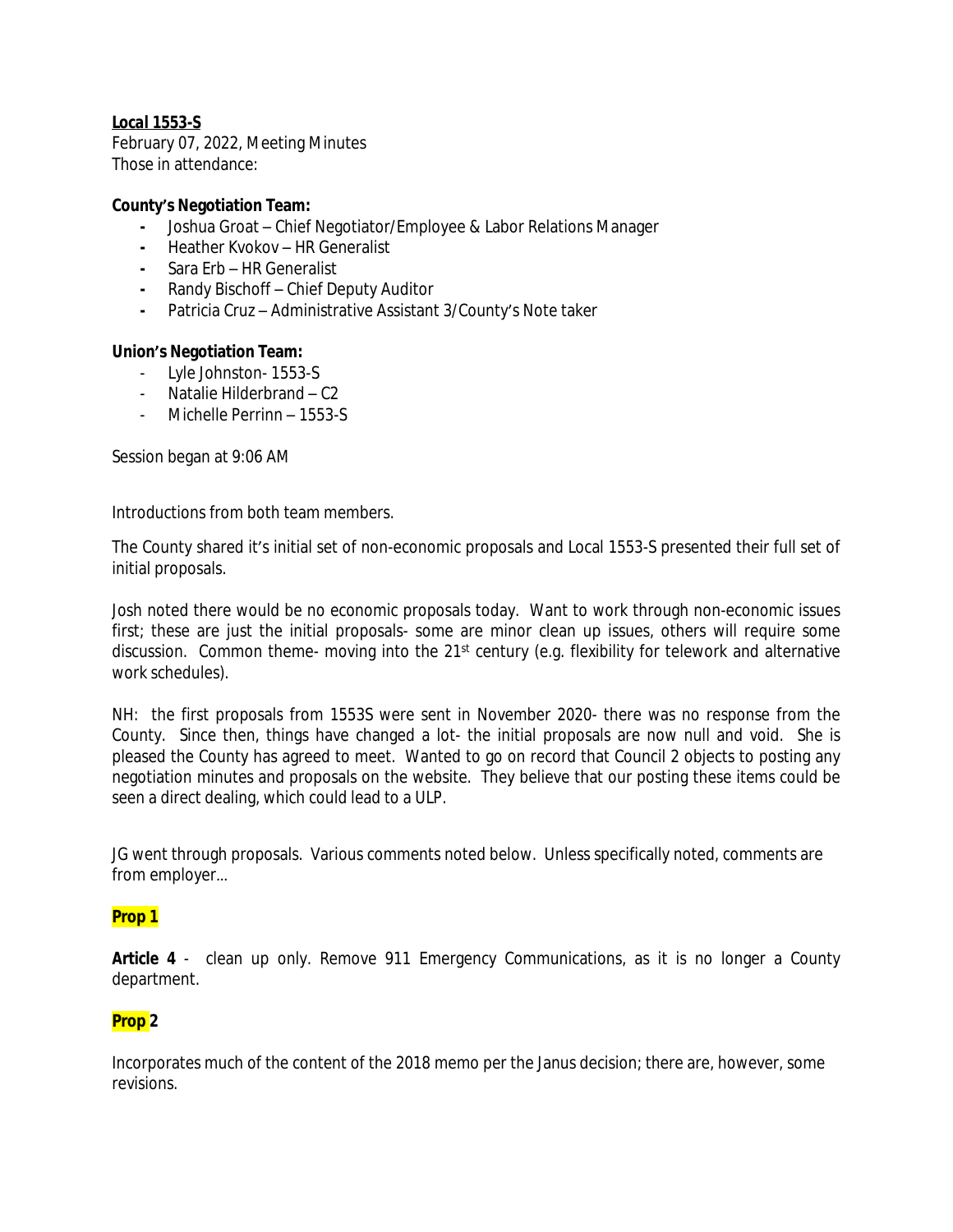**Local 1553-S**

February 07, 2022, Meeting Minutes
Those in attendance:

**County's Negotiation Team:**

- Joshua Groat – Chief Negotiator/Employee & Labor Relations Manager
- Heather Kvokov – HR Generalist
- Sara Erb – HR Generalist
- Randy Bischoff – Chief Deputy Auditor
- Patricia Cruz – Administrative Assistant 3/County's Note taker

**Union's Negotiation Team:**

- Lyle Johnston- 1553-S
- Natalie Hilderbrand – C2
- Michelle Perrinn – 1553-S

Session began at 9:06 AM

Introductions from both team members.

The County shared it's initial set of non-economic proposals and Local 1553-S presented their full set of initial proposals.

Josh noted there would be no economic proposals today. Want to work through non-economic issues first; these are just the initial proposals- some are minor clean up issues, others will require some discussion. Common theme- moving into the 21st century (e.g. flexibility for telework and alternative work schedules).

NH: the first proposals from 1553S were sent in November 2020- there was no response from the County. Since then, things have changed a lot- the initial proposals are now null and void. She is pleased the County has agreed to meet. Wanted to go on record that Council 2 objects to posting any negotiation minutes and proposals on the website. They believe that our posting these items could be seen a direct dealing, which could lead to a ULP.

JG went through proposals. Various comments noted below. Unless specifically noted, comments are from employer…

**Prop 1**

**Article 4** - clean up only. Remove 911 Emergency Communications, as it is no longer a County department.

**Prop 2**

Incorporates much of the content of the 2018 memo per the Janus decision; there are, however, some revisions.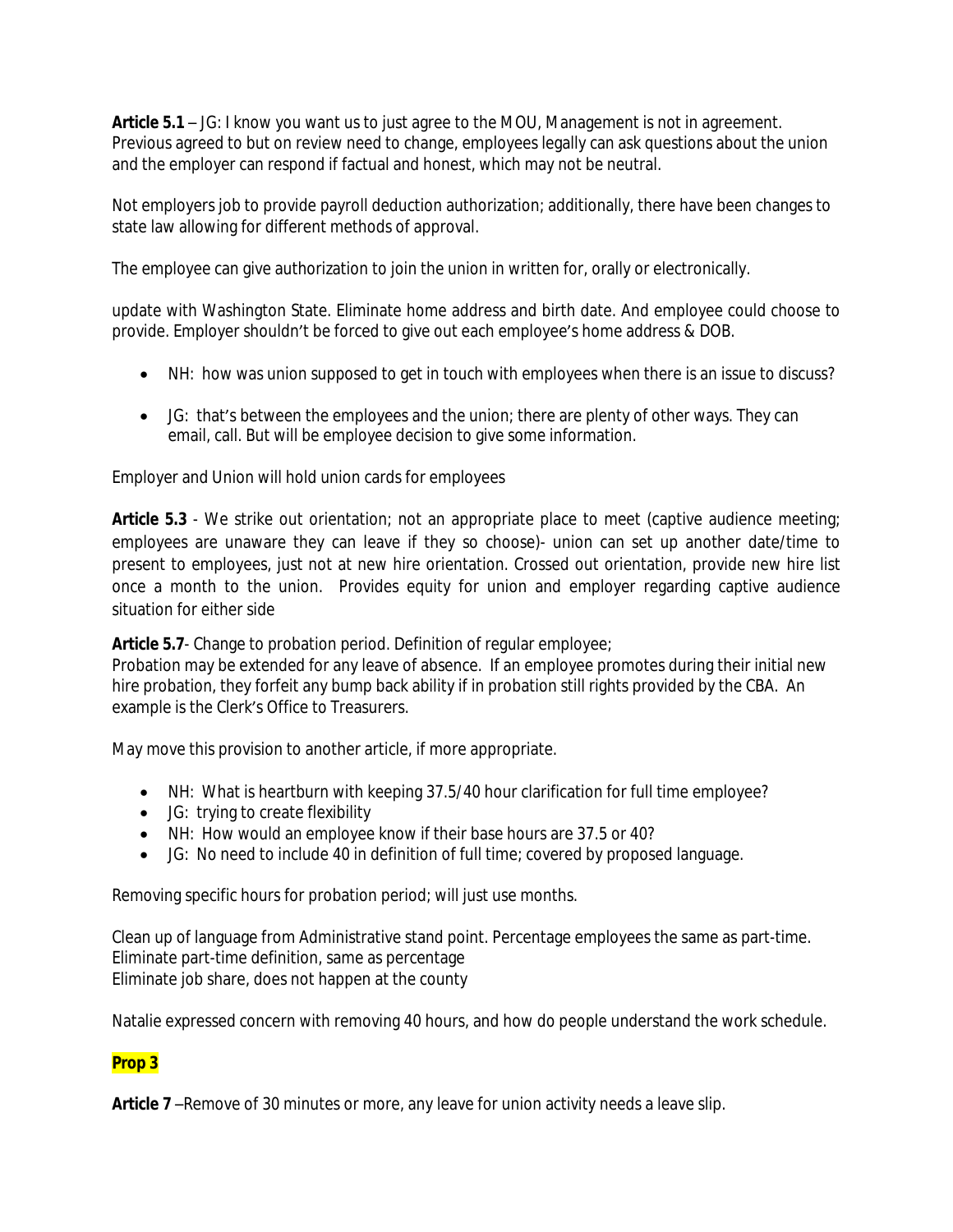**Article 5.1** – JG: I know you want us to just agree to the MOU, Management is not in agreement. Previous agreed to but on review need to change, employees legally can ask questions about the union and the employer can respond if factual and honest, which may not be neutral.

Not employers job to provide payroll deduction authorization; additionally, there have been changes to state law allowing for different methods of approval.

The employee can give authorization to join the union in written for, orally or electronically.

update with Washington State. Eliminate home address and birth date. And employee could choose to provide. Employer shouldn't be forced to give out each employee's home address & DOB.

- NH: how was union supposed to get in touch with employees when there is an issue to discuss?
- JG: that's between the employees and the union; there are plenty of other ways. They can email, call. But will be employee decision to give some information.

Employer and Union will hold union cards for employees

**Article 5.3** - We strike out orientation; not an appropriate place to meet (captive audience meeting; employees are unaware they can leave if they so choose)- union can set up another date/time to present to employees, just not at new hire orientation. Crossed out orientation, provide new hire list once a month to the union. Provides equity for union and employer regarding captive audience situation for either side

**Article 5.7**- Change to probation period. Definition of regular employee;
Probation may be extended for any leave of absence. If an employee promotes during their initial new hire probation, they forfeit any bump back ability if in probation still rights provided by the CBA. An example is the Clerk's Office to Treasurers.

May move this provision to another article, if more appropriate.

- NH: What is heartburn with keeping 37.5/40 hour clarification for full time employee?
- JG: trying to create flexibility
- NH: How would an employee know if their base hours are 37.5 or 40?
- JG: No need to include 40 in definition of full time; covered by proposed language.

Removing specific hours for probation period; will just use months.

Clean up of language from Administrative stand point. Percentage employees the same as part-time.
Eliminate part-time definition, same as percentage
Eliminate job share, does not happen at the county

Natalie expressed concern with removing 40 hours, and how do people understand the work schedule.

**Prop 3**

**Article 7** –Remove of 30 minutes or more, any leave for union activity needs a leave slip.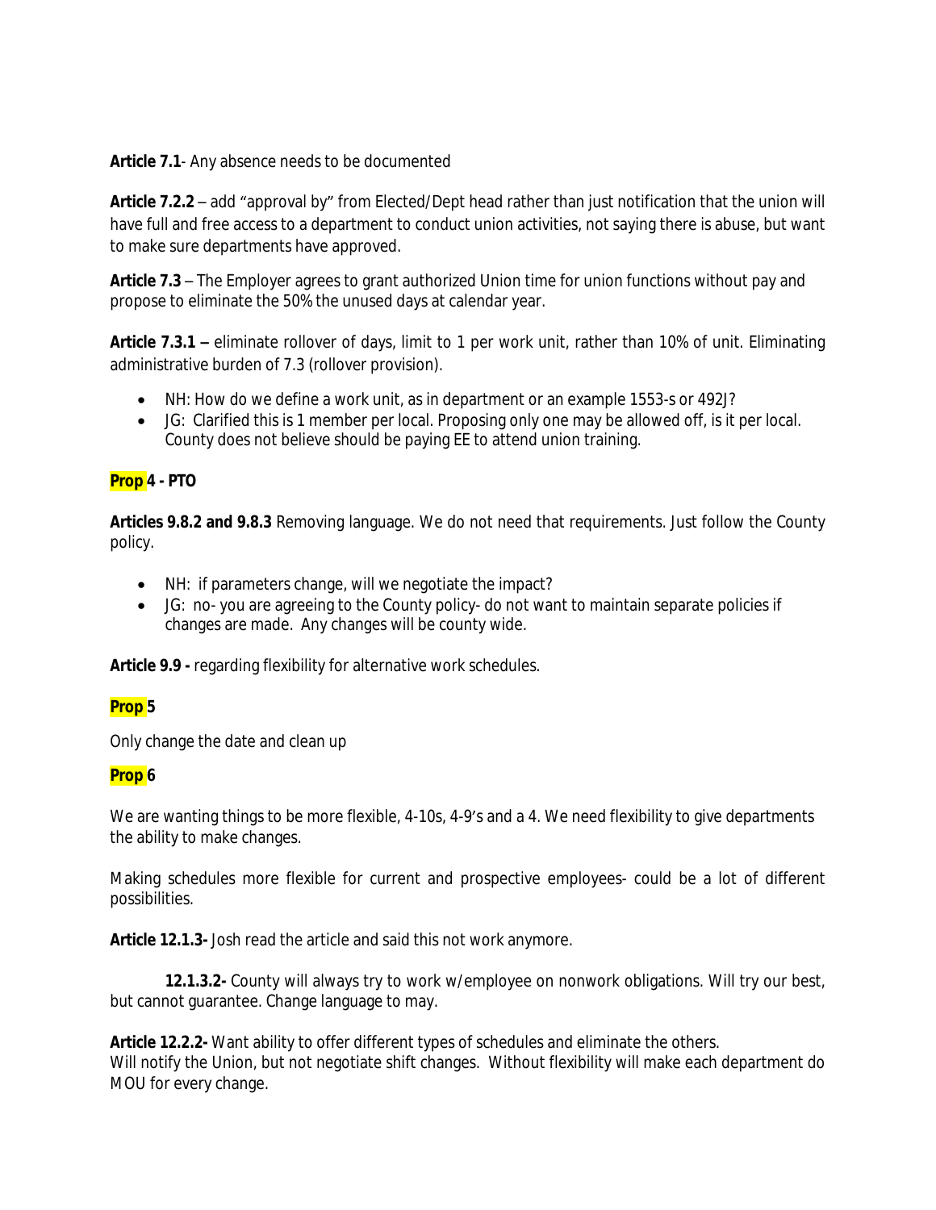**Article 7.1**- Any absence needs to be documented

**Article 7.2.2** – add "approval by" from Elected/Dept head rather than just notification that the union will have full and free access to a department to conduct union activities, not saying there is abuse, but want to make sure departments have approved.

**Article 7.3** – The Employer agrees to grant authorized Union time for union functions without pay and propose to eliminate the 50% the unused days at calendar year.

**Article 7.3.1 –** eliminate rollover of days, limit to 1 per work unit, rather than 10% of unit. Eliminating administrative burden of 7.3 (rollover provision).

- NH: How do we define a work unit, as in department or an example 1553-s or 492J?
- JG: Clarified this is 1 member per local. Proposing only one may be allowed off, is it per local. County does not believe should be paying EE to attend union training.

**Prop 4 - PTO**

**Articles 9.8.2 and 9.8.3** Removing language. We do not need that requirements. Just follow the County policy.

- NH: if parameters change, will we negotiate the impact?
- JG: no- you are agreeing to the County policy- do not want to maintain separate policies if changes are made. Any changes will be county wide.

**Article 9.9 -** regarding flexibility for alternative work schedules.

**Prop 5**

Only change the date and clean up

**Prop 6**

We are wanting things to be more flexible, 4-10s, 4-9's and a 4. We need flexibility to give departments the ability to make changes.

Making schedules more flexible for current and prospective employees- could be a lot of different possibilities.

**Article 12.1.3-** Josh read the article and said this not work anymore.

**12.1.3.2-** County will always try to work w/employee on nonwork obligations. Will try our best, but cannot guarantee. Change language to may.

**Article 12.2.2-** Want ability to offer different types of schedules and eliminate the others.
Will notify the Union, but not negotiate shift changes. Without flexibility will make each department do MOU for every change.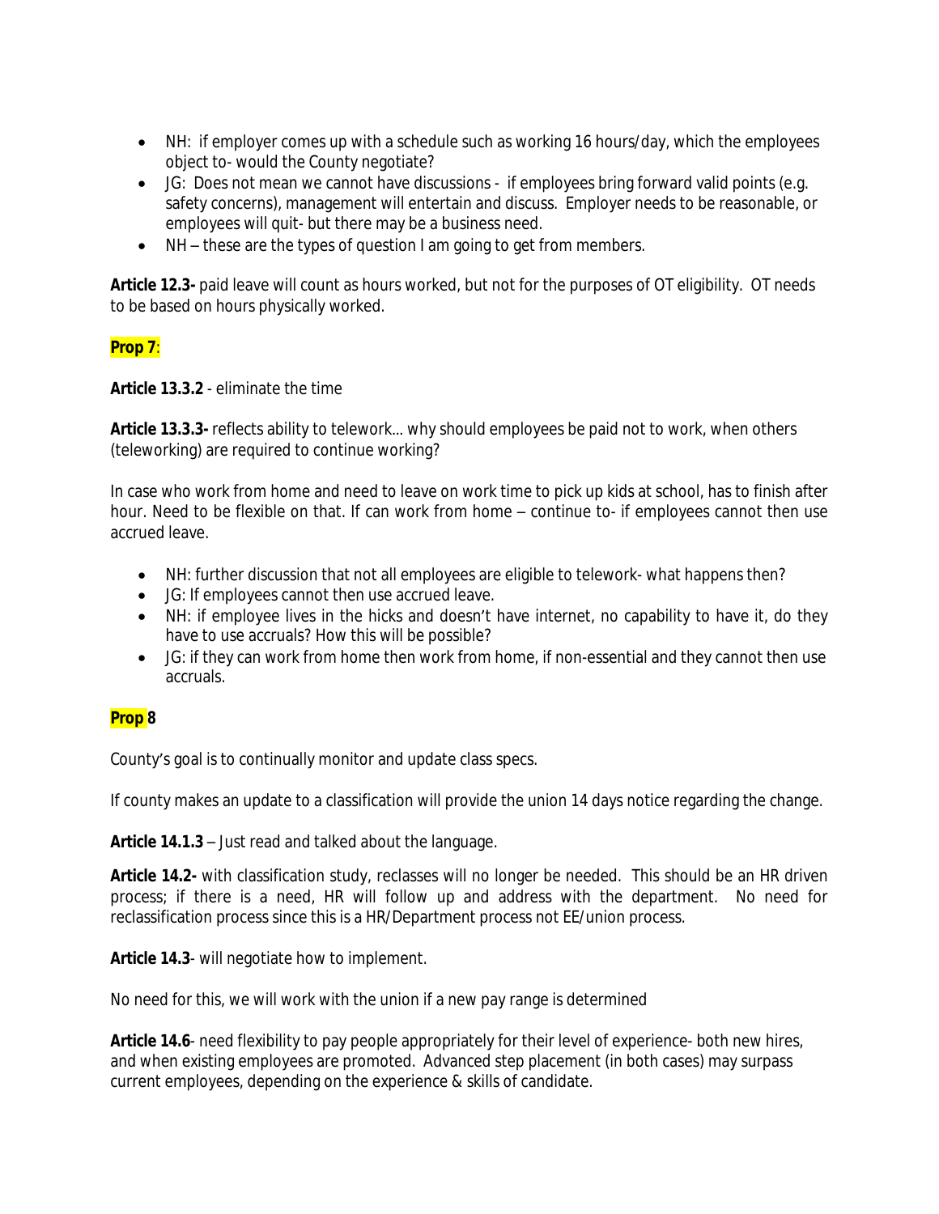- NH: if employer comes up with a schedule such as working 16 hours/day, which the employees object to- would the County negotiate?
- JG: Does not mean we cannot have discussions - if employees bring forward valid points (e.g. safety concerns), management will entertain and discuss. Employer needs to be reasonable, or employees will quit- but there may be a business need.
- NH – these are the types of question I am going to get from members.

**Article 12.3-** paid leave will count as hours worked, but not for the purposes of OT eligibility. OT needs to be based on hours physically worked.

**Prop 7**:

**Article 13.3.2** - eliminate the time

**Article 13.3.3-** reflects ability to telework… why should employees be paid not to work, when others (teleworking) are required to continue working?

In case who work from home and need to leave on work time to pick up kids at school, has to finish after hour. Need to be flexible on that. If can work from home – continue to- if employees cannot then use accrued leave.

- NH: further discussion that not all employees are eligible to telework- what happens then?
- JG: If employees cannot then use accrued leave.
- NH: if employee lives in the hicks and doesn't have internet, no capability to have it, do they have to use accruals? How this will be possible?
- JG: if they can work from home then work from home, if non-essential and they cannot then use accruals.

**Prop 8**

County's goal is to continually monitor and update class specs.

If county makes an update to a classification will provide the union 14 days notice regarding the change.

**Article 14.1.3** – Just read and talked about the language.

**Article 14.2-** with classification study, reclasses will no longer be needed. This should be an HR driven process; if there is a need, HR will follow up and address with the department. No need for reclassification process since this is a HR/Department process not EE/union process.

**Article 14.3**- will negotiate how to implement.

No need for this, we will work with the union if a new pay range is determined

**Article 14.6**- need flexibility to pay people appropriately for their level of experience- both new hires, and when existing employees are promoted. Advanced step placement (in both cases) may surpass current employees, depending on the experience & skills of candidate.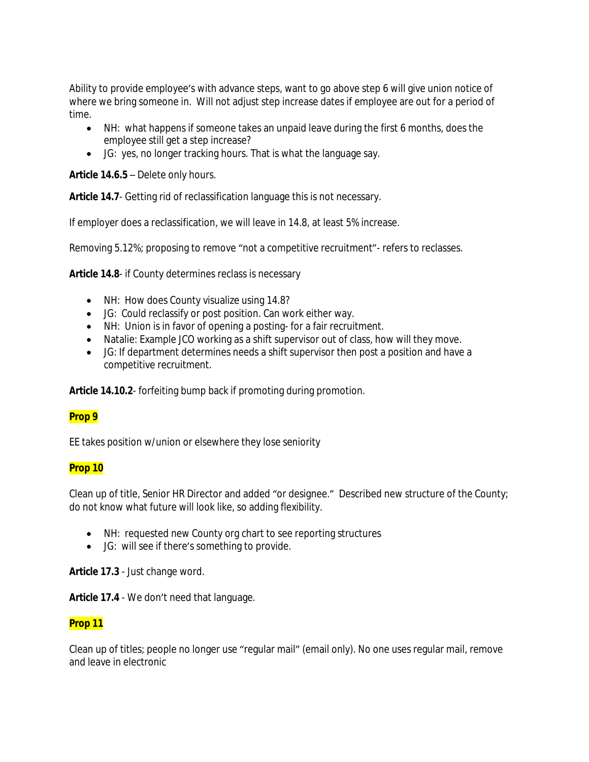Ability to provide employee's with advance steps, want to go above step 6 will give union notice of where we bring someone in. Will not adjust step increase dates if employee are out for a period of time.

- NH: what happens if someone takes an unpaid leave during the first 6 months, does the employee still get a step increase?
- JG: yes, no longer tracking hours. That is what the language say.

**Article 14.6.5** – Delete only hours.

**Article 14.7**- Getting rid of reclassification language this is not necessary.

If employer does a reclassification, we will leave in 14.8, at least 5% increase.

Removing 5.12%; proposing to remove "not a competitive recruitment"- refers to reclasses.

**Article 14.8**- if County determines reclass is necessary

- NH: How does County visualize using 14.8?
- JG: Could reclassify or post position. Can work either way.
- NH: Union is in favor of opening a posting- for a fair recruitment.
- Natalie: Example JCO working as a shift supervisor out of class, how will they move.
- JG: If department determines needs a shift supervisor then post a position and have a competitive recruitment.

**Article 14.10.2**- forfeiting bump back if promoting during promotion.

**Prop 9**

EE takes position w/union or elsewhere they lose seniority

**Prop 10**

Clean up of title, Senior HR Director and added "or designee." Described new structure of the County; do not know what future will look like, so adding flexibility.

- NH: requested new County org chart to see reporting structures
- JG: will see if there's something to provide.

**Article 17.3** - Just change word.

**Article 17.4** - We don't need that language.

**Prop 11**

Clean up of titles; people no longer use "regular mail" (email only). No one uses regular mail, remove and leave in electronic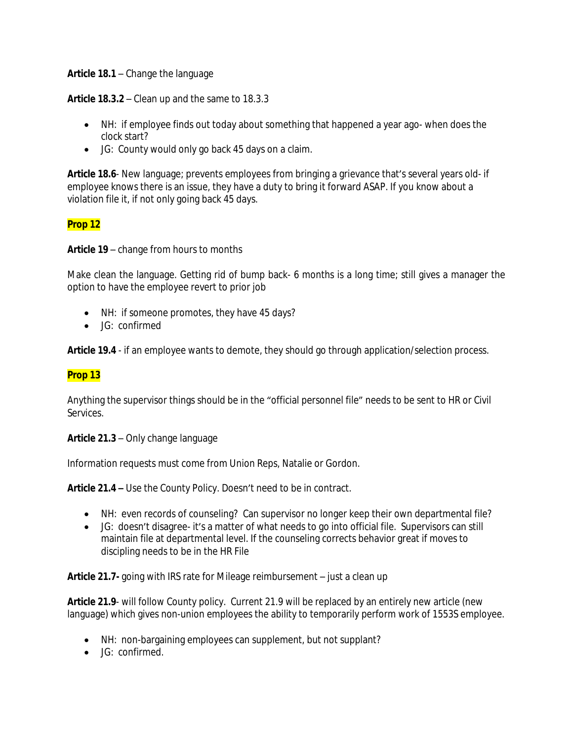**Article 18.1** – Change the language

**Article 18.3.2** – Clean up and the same to 18.3.3

- NH: if employee finds out today about something that happened a year ago- when does the clock start?
- JG: County would only go back 45 days on a claim.

**Article 18.6**- New language; prevents employees from bringing a grievance that's several years old- if employee knows there is an issue, they have a duty to bring it forward ASAP. If you know about a violation file it, if not only going back 45 days.

**Prop 12**

**Article 19** – change from hours to months

Make clean the language. Getting rid of bump back- 6 months is a long time; still gives a manager the option to have the employee revert to prior job

- NH: if someone promotes, they have 45 days?
- JG: confirmed

**Article 19.4** - if an employee wants to demote, they should go through application/selection process.

**Prop 13**

Anything the supervisor things should be in the "official personnel file" needs to be sent to HR or Civil Services.

**Article 21.3** – Only change language

Information requests must come from Union Reps, Natalie or Gordon.

**Article 21.4 –** Use the County Policy. Doesn't need to be in contract.

- NH: even records of counseling? Can supervisor no longer keep their own departmental file?
- JG: doesn't disagree- it's a matter of what needs to go into official file. Supervisors can still maintain file at departmental level. If the counseling corrects behavior great if moves to discipling needs to be in the HR File

**Article 21.7-** going with IRS rate for Mileage reimbursement – just a clean up

**Article 21.9**- will follow County policy. Current 21.9 will be replaced by an entirely new article (new language) which gives non-union employees the ability to temporarily perform work of 1553S employee.

- NH: non-bargaining employees can supplement, but not supplant?
- JG: confirmed.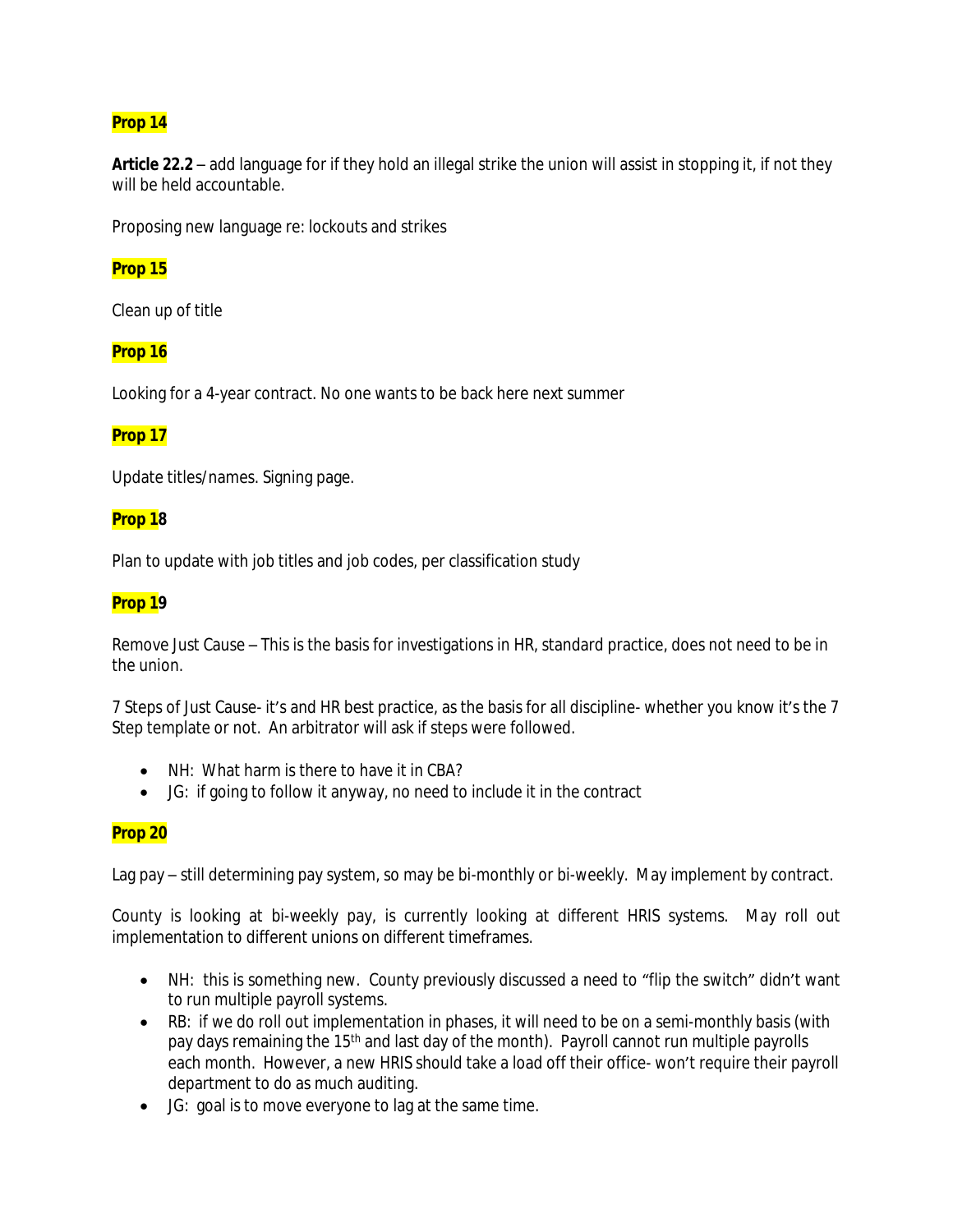**Prop 14**

**Article 22.2** – add language for if they hold an illegal strike the union will assist in stopping it, if not they will be held accountable.

Proposing new language re: lockouts and strikes

**Prop 15**

Clean up of title

**Prop 16**

Looking for a 4-year contract. No one wants to be back here next summer

**Prop 17**

Update titles/names. Signing page.

**Prop 18**

Plan to update with job titles and job codes, per classification study

**Prop 19**

Remove Just Cause – This is the basis for investigations in HR, standard practice, does not need to be in the union.

7 Steps of Just Cause- it's and HR best practice, as the basis for all discipline- whether you know it's the 7 Step template or not. An arbitrator will ask if steps were followed.

- NH: What harm is there to have it in CBA?
- JG: if going to follow it anyway, no need to include it in the contract

**Prop 20**

Lag pay – still determining pay system, so may be bi-monthly or bi-weekly. May implement by contract.

County is looking at bi-weekly pay, is currently looking at different HRIS systems. May roll out implementation to different unions on different timeframes.

- NH: this is something new. County previously discussed a need to "flip the switch" didn't want to run multiple payroll systems.
- RB: if we do roll out implementation in phases, it will need to be on a semi-monthly basis (with pay days remaining the 15th and last day of the month). Payroll cannot run multiple payrolls each month. However, a new HRIS should take a load off their office- won't require their payroll department to do as much auditing.
- JG: goal is to move everyone to lag at the same time.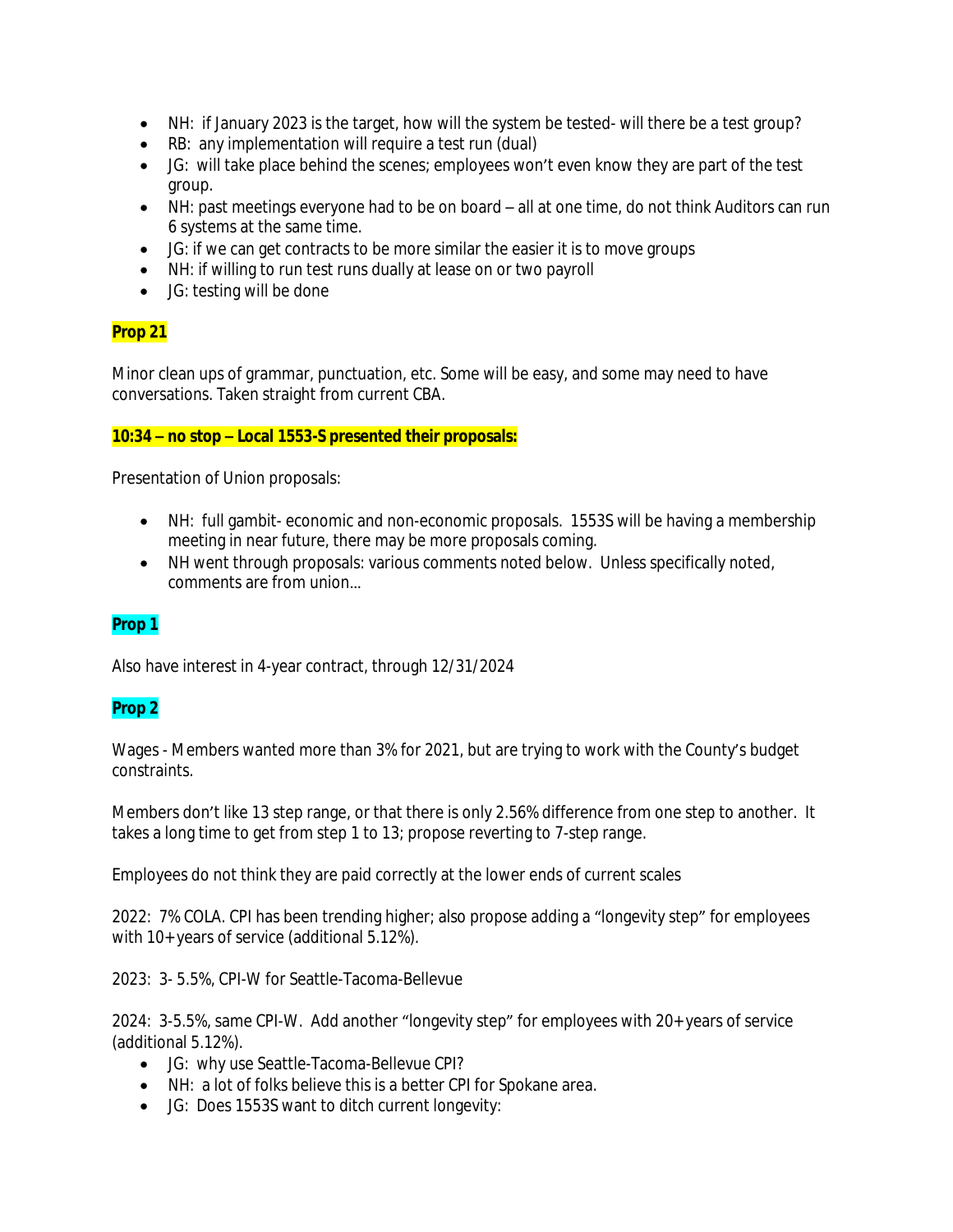- NH: if January 2023 is the target, how will the system be tested- will there be a test group?
- RB: any implementation will require a test run (dual)
- JG: will take place behind the scenes; employees won't even know they are part of the test group.
- NH: past meetings everyone had to be on board – all at one time, do not think Auditors can run 6 systems at the same time.
- JG: if we can get contracts to be more similar the easier it is to move groups
- NH: if willing to run test runs dually at lease on or two payroll
- JG: testing will be done

**Prop 21**

Minor clean ups of grammar, punctuation, etc. Some will be easy, and some may need to have conversations. Taken straight from current CBA.

**10:34 – no stop – Local 1553-S presented their proposals:**

Presentation of Union proposals:

- NH: full gambit- economic and non-economic proposals. 1553S will be having a membership meeting in near future, there may be more proposals coming.
- NH went through proposals: various comments noted below. Unless specifically noted, comments are from union...

**Prop 1**

Also have interest in 4-year contract, through 12/31/2024

**Prop 2**

Wages - Members wanted more than 3% for 2021, but are trying to work with the County's budget constraints.

Members don't like 13 step range, or that there is only 2.56% difference from one step to another. It takes a long time to get from step 1 to 13; propose reverting to 7-step range.

Employees do not think they are paid correctly at the lower ends of current scales

2022: 7% COLA. CPI has been trending higher; also propose adding a "longevity step" for employees with 10+ years of service (additional 5.12%).

2023: 3- 5.5%, CPI-W for Seattle-Tacoma-Bellevue

2024: 3-5.5%, same CPI-W. Add another "longevity step" for employees with 20+ years of service (additional 5.12%).

- JG: why use Seattle-Tacoma-Bellevue CPI?
- NH: a lot of folks believe this is a better CPI for Spokane area.
- JG: Does 1553S want to ditch current longevity: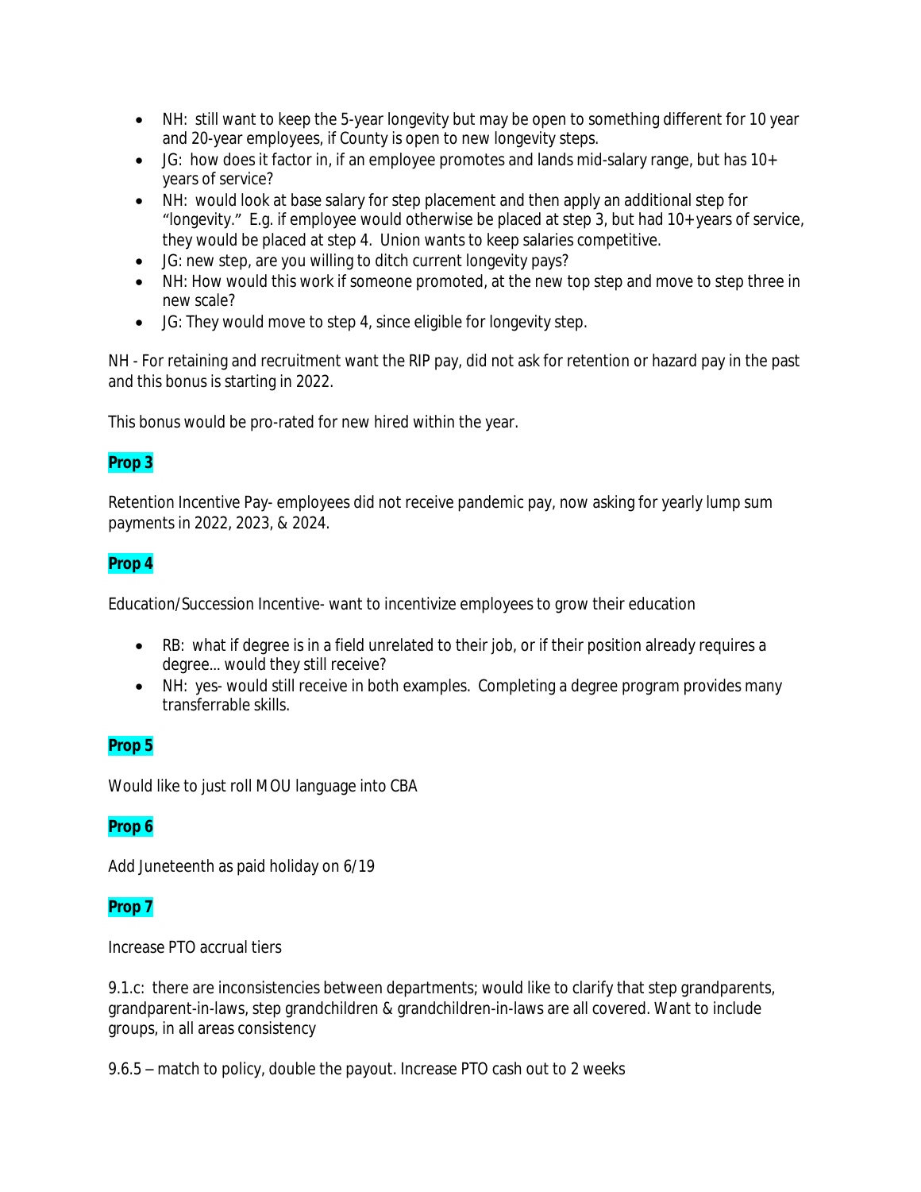- NH: still want to keep the 5-year longevity but may be open to something different for 10 year and 20-year employees, if County is open to new longevity steps.
- JG: how does it factor in, if an employee promotes and lands mid-salary range, but has 10+ years of service?
- NH: would look at base salary for step placement and then apply an additional step for "longevity." E.g. if employee would otherwise be placed at step 3, but had 10+ years of service, they would be placed at step 4. Union wants to keep salaries competitive.
- JG: new step, are you willing to ditch current longevity pays?
- NH: How would this work if someone promoted, at the new top step and move to step three in new scale?
- JG: They would move to step 4, since eligible for longevity step.

NH - For retaining and recruitment want the RIP pay, did not ask for retention or hazard pay in the past and this bonus is starting in 2022.

This bonus would be pro-rated for new hired within the year.

**Prop 3**

Retention Incentive Pay- employees did not receive pandemic pay, now asking for yearly lump sum payments in 2022, 2023, & 2024.

**Prop 4**

Education/Succession Incentive- want to incentivize employees to grow their education

- RB: what if degree is in a field unrelated to their job, or if their position already requires a degree… would they still receive?
- NH: yes- would still receive in both examples. Completing a degree program provides many transferrable skills.

**Prop 5**

Would like to just roll MOU language into CBA

**Prop 6**

Add Juneteenth as paid holiday on 6/19

**Prop 7**

Increase PTO accrual tiers

9.1.c: there are inconsistencies between departments; would like to clarify that step grandparents, grandparent-in-laws, step grandchildren & grandchildren-in-laws are all covered. Want to include groups, in all areas consistency

9.6.5 – match to policy, double the payout. Increase PTO cash out to 2 weeks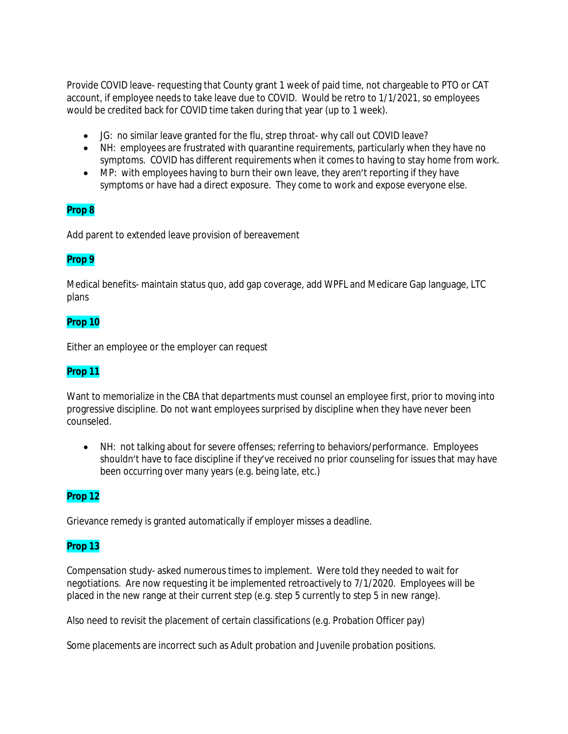Provide COVID leave- requesting that County grant 1 week of paid time, not chargeable to PTO or CAT account, if employee needs to take leave due to COVID. Would be retro to 1/1/2021, so employees would be credited back for COVID time taken during that year (up to 1 week).

- JG: no similar leave granted for the flu, strep throat- why call out COVID leave?
- NH: employees are frustrated with quarantine requirements, particularly when they have no symptoms. COVID has different requirements when it comes to having to stay home from work.
- MP: with employees having to burn their own leave, they aren't reporting if they have symptoms or have had a direct exposure. They come to work and expose everyone else.

**Prop 8**

Add parent to extended leave provision of bereavement

**Prop 9**

Medical benefits- maintain status quo, add gap coverage, add WPFL and Medicare Gap language, LTC plans

**Prop 10**

Either an employee or the employer can request

**Prop 11**

Want to memorialize in the CBA that departments must counsel an employee first, prior to moving into progressive discipline. Do not want employees surprised by discipline when they have never been counseled.

- NH: not talking about for severe offenses; referring to behaviors/performance. Employees shouldn't have to face discipline if they've received no prior counseling for issues that may have been occurring over many years (e.g. being late, etc.)

**Prop 12**

Grievance remedy is granted automatically if employer misses a deadline.

**Prop 13**

Compensation study- asked numerous times to implement. Were told they needed to wait for negotiations. Are now requesting it be implemented retroactively to 7/1/2020. Employees will be placed in the new range at their current step (e.g. step 5 currently to step 5 in new range).

Also need to revisit the placement of certain classifications (e.g. Probation Officer pay)

Some placements are incorrect such as Adult probation and Juvenile probation positions.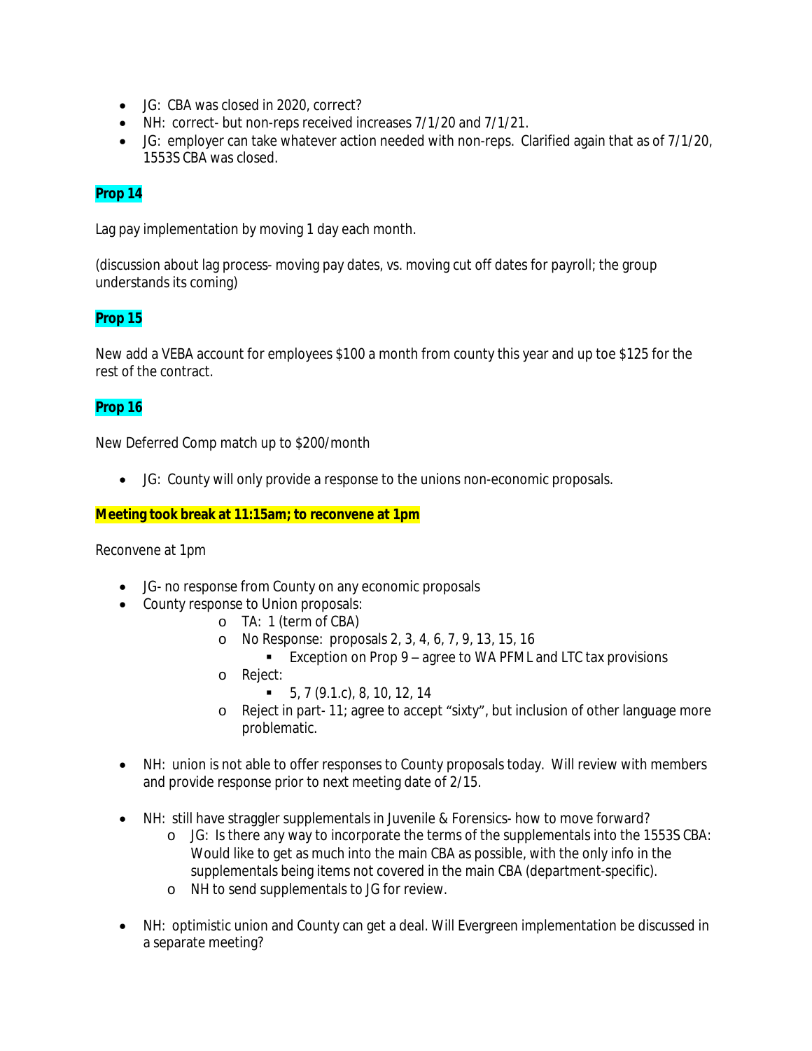- JG: CBA was closed in 2020, correct?
- NH: correct- but non-reps received increases 7/1/20 and 7/1/21.
- JG: employer can take whatever action needed with non-reps. Clarified again that as of 7/1/20, 1553S CBA was closed.

**Prop 14**

Lag pay implementation by moving 1 day each month.

(discussion about lag process- moving pay dates, vs. moving cut off dates for payroll; the group understands its coming)

**Prop 15**

New add a VEBA account for employees $100 a month from county this year and up toe $125 for the rest of the contract.

**Prop 16**

New Deferred Comp match up to $200/month

- JG: County will only provide a response to the unions non-economic proposals.

**Meeting took break at 11:15am; to reconvene at 1pm**

Reconvene at 1pm

- JG- no response from County on any economic proposals
- County response to Union proposals:
  - TA: 1 (term of CBA)
  - No Response: proposals 2, 3, 4, 6, 7, 9, 13, 15, 16
    - Exception on Prop 9 – agree to WA PFML and LTC tax provisions
  - Reject:
    - 5, 7 (9.1.c), 8, 10, 12, 14
  - Reject in part- 11; agree to accept "sixty", but inclusion of other language more problematic.

- NH: union is not able to offer responses to County proposals today. Will review with members and provide response prior to next meeting date of 2/15.

- NH: still have straggler supplementals in Juvenile & Forensics- how to move forward?
  - JG: Is there any way to incorporate the terms of the supplementals into the 1553S CBA: Would like to get as much into the main CBA as possible, with the only info in the supplementals being items not covered in the main CBA (department-specific).
  - NH to send supplementals to JG for review.

- NH: optimistic union and County can get a deal. Will Evergreen implementation be discussed in a separate meeting?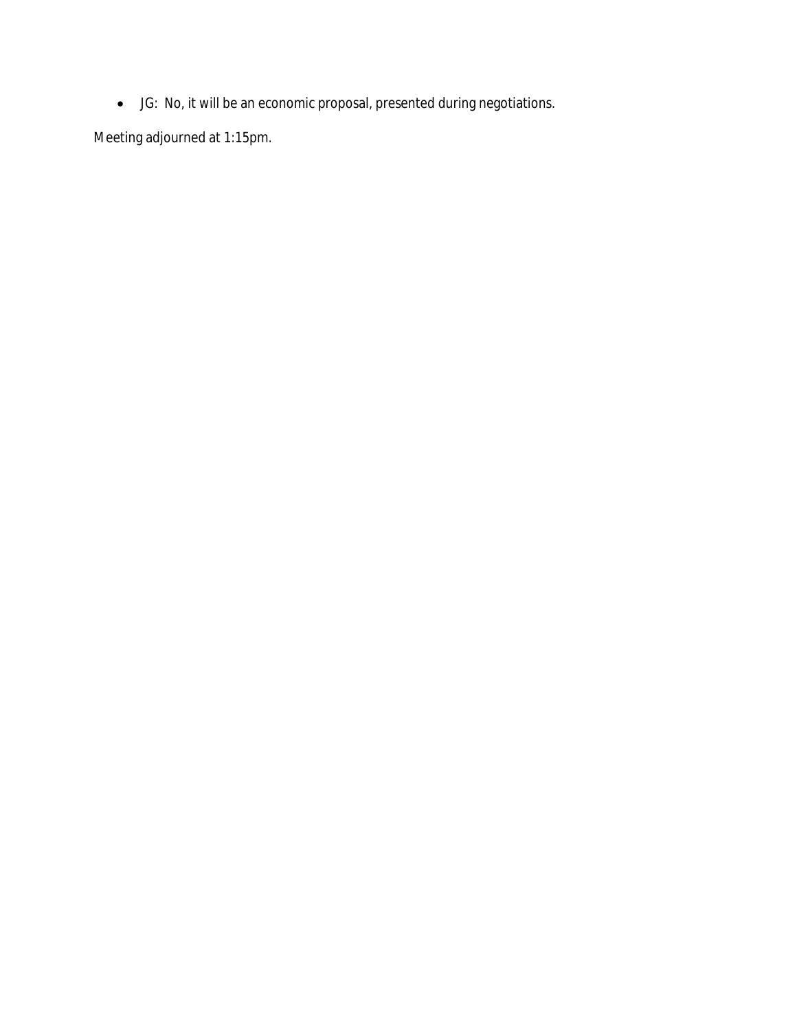- JG: No, it will be an economic proposal, presented during negotiations.

Meeting adjourned at 1:15pm.